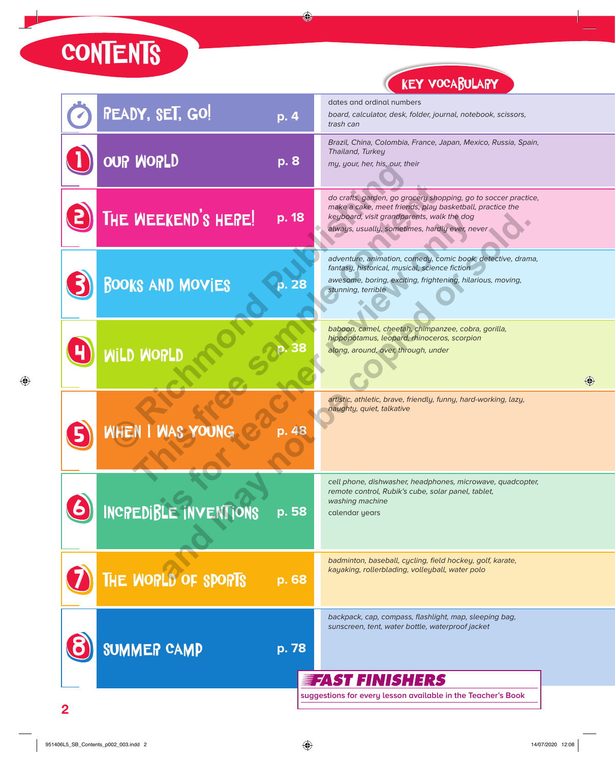# CONTENTS

| Unit | Title | Page | KEY VOCABULARY |
|---|---|---|---|
| | READY, SET, GO! | p. 4 | dates and ordinal numbers<br>*board, calculator, desk, folder, journal, notebook, scissors, trash can* |
| 1 | OUR WORLD | p. 8 | *Brazil, China, Colombia, France, Japan, Mexico, Russia, Spain, Thailand, Turkey*<br>*my, your, her, his, our, their* |
| 2 | THE WEEKEND'S HERE! | p. 18 | *do crafts, garden, go grocery shopping, go to soccer practice, make a cake, meet friends, play basketball, practice the keyboard, visit grandparents, walk the dog*<br>*always, usually, sometimes, hardly ever, never* |
| 3 | BOOKS AND MOVIES | p. 28 | *adventure, animation, comedy, comic book, detective, drama, fantasy, historical, musical, science fiction*<br>*awesome, boring, exciting, frightening, hilarious, moving, stunning, terrible* |
| 4 | WILD WORLD | p. 38 | *baboon, camel, cheetah, chimpanzee, cobra, gorilla, hippopotamus, leopard, rhinoceros, scorpion*<br>*along, around, over, through, under* |
| 5 | WHEN I WAS YOUNG | p. 48 | *artistic, athletic, brave, friendly, funny, hard-working, lazy, naughty, quiet, talkative* |
| 6 | INCREDIBLE INVENTIONS | p. 58 | *cell phone, dishwasher, headphones, microwave, quadcopter, remote control, Rubik's cube, solar panel, tablet, washing machine*<br>calendar years |
| 7 | THE WORLD OF SPORTS | p. 68 | *badminton, baseball, cycling, field hockey, golf, karate, kayaking, rollerblading, volleyball, water polo* |
| 8 | SUMMER CAMP | p. 78 | *backpack, cap, compass, flashlight, map, sleeping bag, sunscreen, tent, water bottle, waterproof jacket* |

**FAST FINISHERS**

suggestions for every lesson available in the Teacher's Book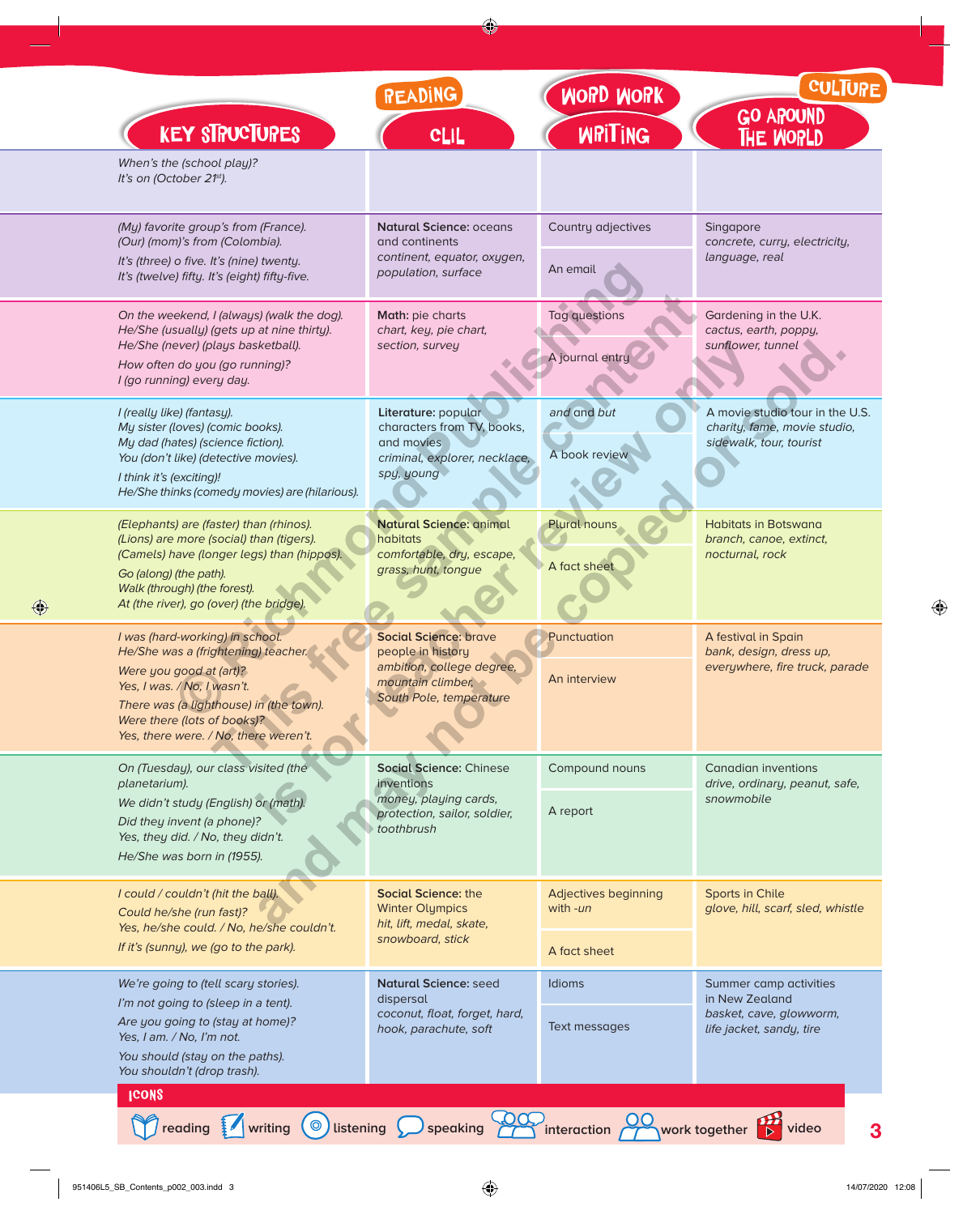| KEY STRUCTURES | READING / CLIL | WORD WORK / WRITING | CULTURE / GO AROUND THE WORLD |
|---|---|---|---|
| *When's the (school play)?*<br>*It's on (October 21st).* | | | |
| *(My) favorite group's from (France).*<br>*(Our) (mom)'s from (Colombia).*<br>*It's (three) o five. It's (nine) twenty.*<br>*It's (twelve) fifty. It's (eight) fifty-five.* | **Natural Science:** oceans and continents<br>*continent, equator, oxygen, population, surface* | Country adjectives<br>An email | Singapore<br>*concrete, curry, electricity, language, real* |
| *On the weekend, I (always) (walk the dog).*<br>*He/She (usually) (gets up at nine thirty).*<br>*He/She (never) (plays basketball).*<br>*How often do you (go running)?*<br>*I (go running) every day.* | **Math:** pie charts<br>*chart, key, pie chart, section, survey* | Tag questions<br>A journal entry | Gardening in the U.K.<br>*cactus, earth, poppy, sunflower, tunnel* |
| *I (really like) (fantasy).*<br>*My sister (loves) (comic books).*<br>*My dad (hates) (science fiction).*<br>*You (don't like) (detective movies).*<br>*I think it's (exciting)!*<br>*He/She thinks (comedy movies) are (hilarious).* | **Literature:** popular characters from TV, books, and movies<br>*criminal, explorer, necklace, spy, young* | *and* and *but*<br>A book review | A movie studio tour in the U.S.<br>*charity, fame, movie studio, sidewalk, tour, tourist* |
| *(Elephants) are (faster) than (rhinos).*<br>*(Lions) are more (social) than (tigers).*<br>*(Camels) have (longer legs) than (hippos).*<br>*Go (along) (the path).*<br>*Walk (through) (the forest).*<br>*At (the river), go (over) (the bridge).* | **Natural Science:** animal habitats<br>*comfortable, dry, escape, grass, hunt, tongue* | Plural nouns<br>A fact sheet | Habitats in Botswana<br>*branch, canoe, extinct, nocturnal, rock* |
| *I was (hard-working) in school.*<br>*He/She was a (frightening) teacher.*<br>*Were you good at (art)?*<br>*Yes, I was. / No, I wasn't.*<br>*There was (a lighthouse) in (the town).*<br>*Were there (lots of books)?*<br>*Yes, there were. / No, there weren't.* | **Social Science:** brave people in history<br>*ambition, college degree, mountain climber, South Pole, temperature* | Punctuation<br>An interview | A festival in Spain<br>*bank, design, dress up, everywhere, fire truck, parade* |
| *On (Tuesday), our class visited (the planetarium).*<br>*We didn't study (English) or (math).*<br>*Did they invent (a phone)?*<br>*Yes, they did. / No, they didn't.*<br>*He/She was born in (1955).* | **Social Science:** Chinese inventions<br>*money, playing cards, protection, sailor, soldier, toothbrush* | Compound nouns<br>A report | Canadian inventions<br>*drive, ordinary, peanut, safe, snowmobile* |
| *I could / couldn't (hit the ball).*<br>*Could he/she (run fast)?*<br>*Yes, he/she could. / No, he/she couldn't.*<br>*If it's (sunny), we (go to the park).* | **Social Science:** the Winter Olympics<br>*hit, lift, medal, skate, snowboard, stick* | Adjectives beginning with *-un*<br>A fact sheet | Sports in Chile<br>*glove, hill, scarf, sled, whistle* |
| *We're going to (tell scary stories).*<br>*I'm not going to (sleep in a tent).*<br>*Are you going to (stay at home)?*<br>*Yes, I am. / No, I'm not.*<br>*You should (stay on the paths).*<br>*You shouldn't (drop trash).* | **Natural Science:** seed dispersal<br>*coconut, float, forget, hard, hook, parachute, soft* | Idioms<br>Text messages | Summer camp activities in New Zealand<br>*basket, cave, glowworm, life jacket, sandy, tire* |

**ICONS**

reading · writing · listening · speaking · interaction · work together · video